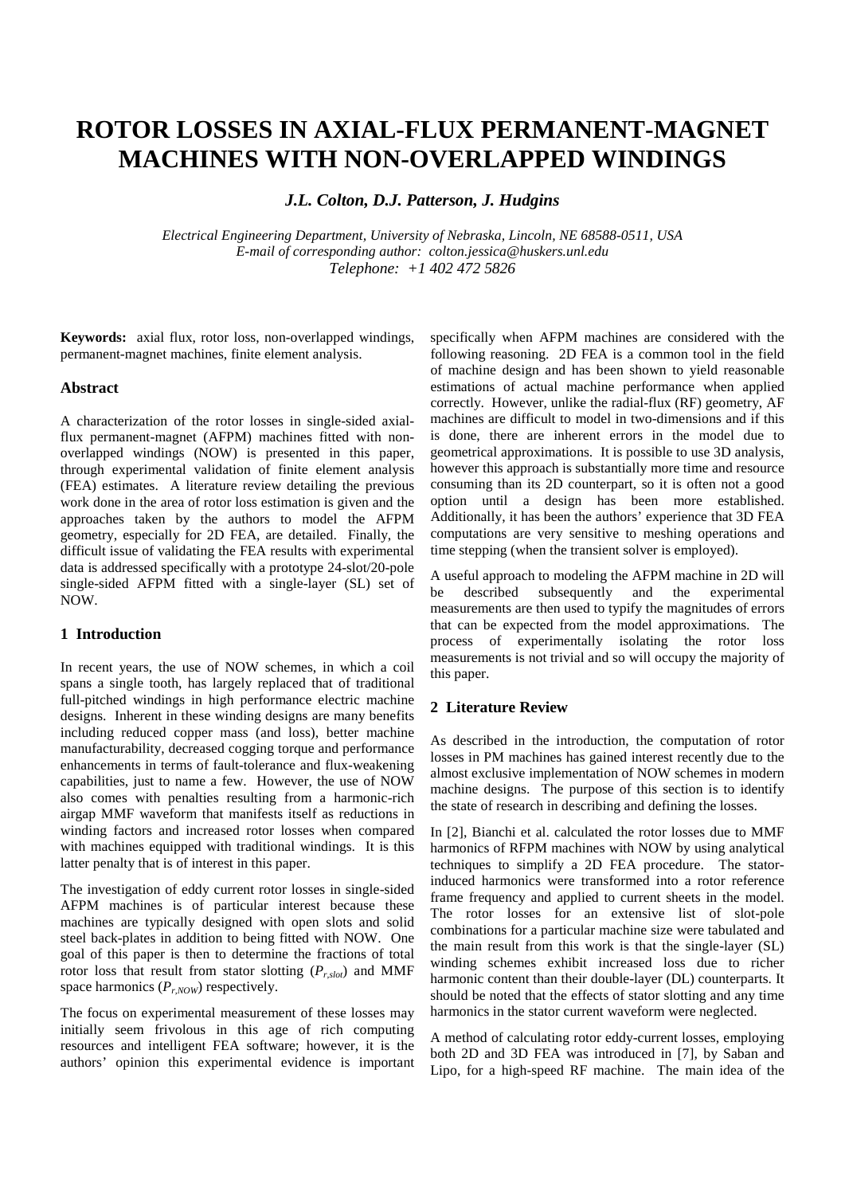# ROTOR LOSSES IN AXIAL-FLUX PERMANENT-MAGNET MACHINES WITH NON-OVERLAPPED WINDINGS

***J.L. Colton, D.J. Patterson, J. Hudgins***

*Electrical Engineering Department, University of Nebraska, Lincoln, NE 68588-0511, USA*
*E-mail of corresponding author: colton.jessica@huskers.unl.edu*
*Telephone: +1 402 472 5826*

**Keywords:** axial flux, rotor loss, non-overlapped windings, permanent-magnet machines, finite element analysis.

### Abstract

A characterization of the rotor losses in single-sided axial-flux permanent-magnet (AFPM) machines fitted with non-overlapped windings (NOW) is presented in this paper, through experimental validation of finite element analysis (FEA) estimates. A literature review detailing the previous work done in the area of rotor loss estimation is given and the approaches taken by the authors to model the AFPM geometry, especially for 2D FEA, are detailed. Finally, the difficult issue of validating the FEA results with experimental data is addressed specifically with a prototype 24-slot/20-pole single-sided AFPM fitted with a single-layer (SL) set of NOW.

## 1 Introduction

In recent years, the use of NOW schemes, in which a coil spans a single tooth, has largely replaced that of traditional full-pitched windings in high performance electric machine designs. Inherent in these winding designs are many benefits including reduced copper mass (and loss), better machine manufacturability, decreased cogging torque and performance enhancements in terms of fault-tolerance and flux-weakening capabilities, just to name a few. However, the use of NOW also comes with penalties resulting from a harmonic-rich airgap MMF waveform that manifests itself as reductions in winding factors and increased rotor losses when compared with machines equipped with traditional windings. It is this latter penalty that is of interest in this paper.

The investigation of eddy current rotor losses in single-sided AFPM machines is of particular interest because these machines are typically designed with open slots and solid steel back-plates in addition to being fitted with NOW. One goal of this paper is then to determine the fractions of total rotor loss that result from stator slotting ($P_{r,slot}$) and MMF space harmonics ($P_{r,NOW}$) respectively.

The focus on experimental measurement of these losses may initially seem frivolous in this age of rich computing resources and intelligent FEA software; however, it is the authors' opinion this experimental evidence is important specifically when AFPM machines are considered with the following reasoning. 2D FEA is a common tool in the field of machine design and has been shown to yield reasonable estimations of actual machine performance when applied correctly. However, unlike the radial-flux (RF) geometry, AF machines are difficult to model in two-dimensions and if this is done, there are inherent errors in the model due to geometrical approximations. It is possible to use 3D analysis, however this approach is substantially more time and resource consuming than its 2D counterpart, so it is often not a good option until a design has been more established. Additionally, it has been the authors' experience that 3D FEA computations are very sensitive to meshing operations and time stepping (when the transient solver is employed).

A useful approach to modeling the AFPM machine in 2D will be described subsequently and the experimental measurements are then used to typify the magnitudes of errors that can be expected from the model approximations. The process of experimentally isolating the rotor loss measurements is not trivial and so will occupy the majority of this paper.

## 2 Literature Review

As described in the introduction, the computation of rotor losses in PM machines has gained interest recently due to the almost exclusive implementation of NOW schemes in modern machine designs. The purpose of this section is to identify the state of research in describing and defining the losses.

In [2], Bianchi et al. calculated the rotor losses due to MMF harmonics of RFPM machines with NOW by using analytical techniques to simplify a 2D FEA procedure. The stator-induced harmonics were transformed into a rotor reference frame frequency and applied to current sheets in the model. The rotor losses for an extensive list of slot-pole combinations for a particular machine size were tabulated and the main result from this work is that the single-layer (SL) winding schemes exhibit increased loss due to richer harmonic content than their double-layer (DL) counterparts. It should be noted that the effects of stator slotting and any time harmonics in the stator current waveform were neglected.

A method of calculating rotor eddy-current losses, employing both 2D and 3D FEA was introduced in [7], by Saban and Lipo, for a high-speed RF machine. The main idea of the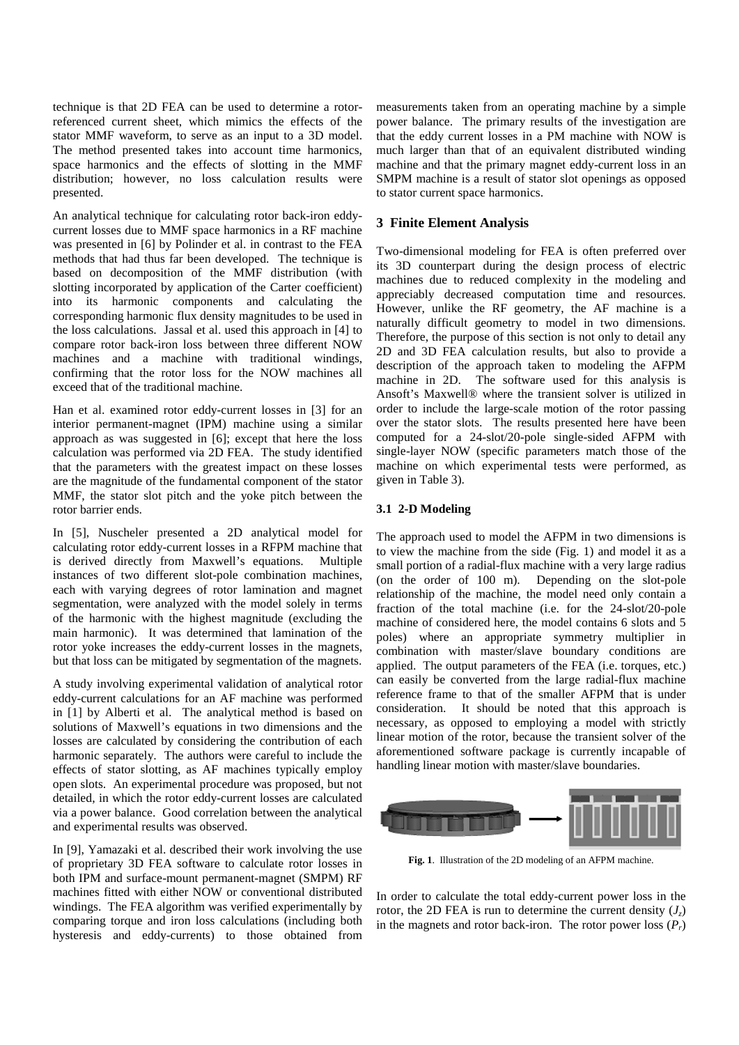technique is that 2D FEA can be used to determine a rotor-referenced current sheet, which mimics the effects of the stator MMF waveform, to serve as an input to a 3D model. The method presented takes into account time harmonics, space harmonics and the effects of slotting in the MMF distribution; however, no loss calculation results were presented.

An analytical technique for calculating rotor back-iron eddy-current losses due to MMF space harmonics in a RF machine was presented in [6] by Polinder et al. in contrast to the FEA methods that had thus far been developed. The technique is based on decomposition of the MMF distribution (with slotting incorporated by application of the Carter coefficient) into its harmonic components and calculating the corresponding harmonic flux density magnitudes to be used in the loss calculations. Jassal et al. used this approach in [4] to compare rotor back-iron loss between three different NOW machines and a machine with traditional windings, confirming that the rotor loss for the NOW machines all exceed that of the traditional machine.

Han et al. examined rotor eddy-current losses in [3] for an interior permanent-magnet (IPM) machine using a similar approach as was suggested in [6]; except that here the loss calculation was performed via 2D FEA. The study identified that the parameters with the greatest impact on these losses are the magnitude of the fundamental component of the stator MMF, the stator slot pitch and the yoke pitch between the rotor barrier ends.

In [5], Nuscheler presented a 2D analytical model for calculating rotor eddy-current losses in a RFPM machine that is derived directly from Maxwell's equations. Multiple instances of two different slot-pole combination machines, each with varying degrees of rotor lamination and magnet segmentation, were analyzed with the model solely in terms of the harmonic with the highest magnitude (excluding the main harmonic). It was determined that lamination of the rotor yoke increases the eddy-current losses in the magnets, but that loss can be mitigated by segmentation of the magnets.

A study involving experimental validation of analytical rotor eddy-current calculations for an AF machine was performed in [1] by Alberti et al. The analytical method is based on solutions of Maxwell's equations in two dimensions and the losses are calculated by considering the contribution of each harmonic separately. The authors were careful to include the effects of stator slotting, as AF machines typically employ open slots. An experimental procedure was proposed, but not detailed, in which the rotor eddy-current losses are calculated via a power balance. Good correlation between the analytical and experimental results was observed.

In [9], Yamazaki et al. described their work involving the use of proprietary 3D FEA software to calculate rotor losses in both IPM and surface-mount permanent-magnet (SMPM) RF machines fitted with either NOW or conventional distributed windings. The FEA algorithm was verified experimentally by comparing torque and iron loss calculations (including both hysteresis and eddy-currents) to those obtained from measurements taken from an operating machine by a simple power balance. The primary results of the investigation are that the eddy current losses in a PM machine with NOW is much larger than that of an equivalent distributed winding machine and that the primary magnet eddy-current loss in an SMPM machine is a result of stator slot openings as opposed to stator current space harmonics.

## 3 Finite Element Analysis

Two-dimensional modeling for FEA is often preferred over its 3D counterpart during the design process of electric machines due to reduced complexity in the modeling and appreciably decreased computation time and resources. However, unlike the RF geometry, the AF machine is a naturally difficult geometry to model in two dimensions. Therefore, the purpose of this section is not only to detail any 2D and 3D FEA calculation results, but also to provide a description of the approach taken to modeling the AFPM machine in 2D. The software used for this analysis is Ansoft's Maxwell® where the transient solver is utilized in order to include the large-scale motion of the rotor passing over the stator slots. The results presented here have been computed for a 24-slot/20-pole single-sided AFPM with single-layer NOW (specific parameters match those of the machine on which experimental tests were performed, as given in Table 3).

### 3.1 2-D Modeling

The approach used to model the AFPM in two dimensions is to view the machine from the side (Fig. 1) and model it as a small portion of a radial-flux machine with a very large radius (on the order of 100 m). Depending on the slot-pole relationship of the machine, the model need only contain a fraction of the total machine (i.e. for the 24-slot/20-pole machine of considered here, the model contains 6 slots and 5 poles) where an appropriate symmetry multiplier in combination with master/slave boundary conditions are applied. The output parameters of the FEA (i.e. torques, etc.) can easily be converted from the large radial-flux machine reference frame to that of the smaller AFPM that is under consideration. It should be noted that this approach is necessary, as opposed to employing a model with strictly linear motion of the rotor, because the transient solver of the aforementioned software package is currently incapable of handling linear motion with master/slave boundaries.

**Fig. 1**. Illustration of the 2D modeling of an AFPM machine.

In order to calculate the total eddy-current power loss in the rotor, the 2D FEA is run to determine the current density ($J_z$) in the magnets and rotor back-iron. The rotor power loss ($P_r$)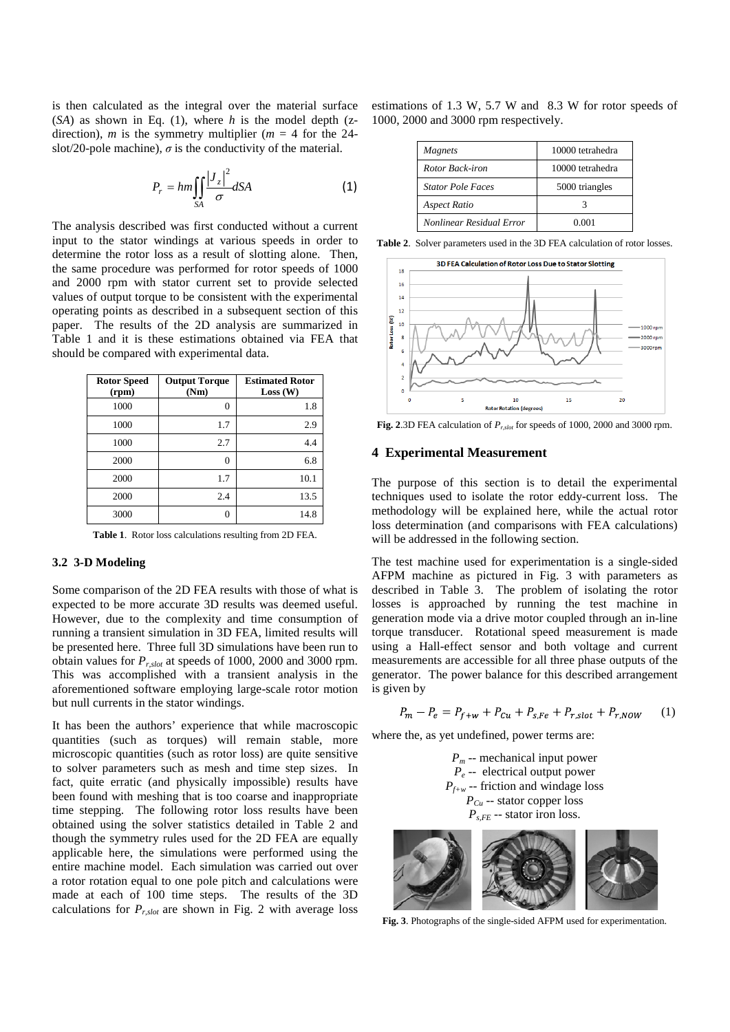is then calculated as the integral over the material surface (*SA*) as shown in Eq. (1), where *h* is the model depth (z-direction), *m* is the symmetry multiplier ($m = 4$ for the 24-slot/20-pole machine), $\sigma$ is the conductivity of the material.

$$P_r = hm \iint_{SA} \frac{|J_z|^2}{\sigma} dSA \tag{1}$$

The analysis described was first conducted without a current input to the stator windings at various speeds in order to determine the rotor loss as a result of slotting alone. Then, the same procedure was performed for rotor speeds of 1000 and 2000 rpm with stator current set to provide selected values of output torque to be consistent with the experimental operating points as described in a subsequent section of this paper. The results of the 2D analysis are summarized in Table 1 and it is these estimations obtained via FEA that should be compared with experimental data.

| Rotor Speed (rpm) | Output Torque (Nm) | Estimated Rotor Loss (W) |
|---|---|---|
| 1000 | 0 | 1.8 |
| 1000 | 1.7 | 2.9 |
| 1000 | 2.7 | 4.4 |
| 2000 | 0 | 6.8 |
| 2000 | 1.7 | 10.1 |
| 2000 | 2.4 | 13.5 |
| 3000 | 0 | 14.8 |

**Table 1**. Rotor loss calculations resulting from 2D FEA.

### 3.2 3-D Modeling

Some comparison of the 2D FEA results with those of what is expected to be more accurate 3D results was deemed useful. However, due to the complexity and time consumption of running a transient simulation in 3D FEA, limited results will be presented here. Three full 3D simulations have been run to obtain values for $P_{r,slot}$ at speeds of 1000, 2000 and 3000 rpm. This was accomplished with a transient analysis in the aforementioned software employing large-scale rotor motion but null currents in the stator windings.

It has been the authors' experience that while macroscopic quantities (such as torques) will remain stable, more microscopic quantities (such as rotor loss) are quite sensitive to solver parameters such as mesh and time step sizes. In fact, quite erratic (and physically impossible) results have been found with meshing that is too coarse and inappropriate time stepping. The following rotor loss results have been obtained using the solver statistics detailed in Table 2 and though the symmetry rules used for the 2D FEA are equally applicable here, the simulations were performed using the entire machine model. Each simulation was carried out over a rotor rotation equal to one pole pitch and calculations were made at each of 100 time steps. The results of the 3D calculations for $P_{r,slot}$ are shown in Fig. 2 with average loss estimations of 1.3 W, 5.7 W and 8.3 W for rotor speeds of 1000, 2000 and 3000 rpm respectively.

| | |
|---|---|
| *Magnets* | 10000 tetrahedra |
| *Rotor Back-iron* | 10000 tetrahedra |
| *Stator Pole Faces* | 5000 triangles |
| *Aspect Ratio* | 3 |
| *Nonlinear Residual Error* | 0.001 |

**Table 2**. Solver parameters used in the 3D FEA calculation of rotor losses.

**Fig. 2**. 3D FEA calculation of $P_{r,slot}$ for speeds of 1000, 2000 and 3000 rpm.

## 4 Experimental Measurement

The purpose of this section is to detail the experimental techniques used to isolate the rotor eddy-current loss. The methodology will be explained here, while the actual rotor loss determination (and comparisons with FEA calculations) will be addressed in the following section.

The test machine used for experimentation is a single-sided AFPM machine as pictured in Fig. 3 with parameters as described in Table 3. The problem of isolating the rotor losses is approached by running the test machine in generation mode via a drive motor coupled through an in-line torque transducer. Rotational speed measurement is made using a Hall-effect sensor and both voltage and current measurements are accessible for all three phase outputs of the generator. The power balance for this described arrangement is given by

$$P_m - P_e = P_{f+w} + P_{Cu} + P_{s,Fe} + P_{r,slot} + P_{r,NOW} \tag{1}$$

where the, as yet undefined, power terms are:

$P_m$ -- mechanical input power
$P_e$ -- electrical output power
$P_{f+w}$ -- friction and windage loss
$P_{Cu}$ -- stator copper loss
$P_{s,FE}$ -- stator iron loss.

**Fig. 3**. Photographs of the single-sided AFPM used for experimentation.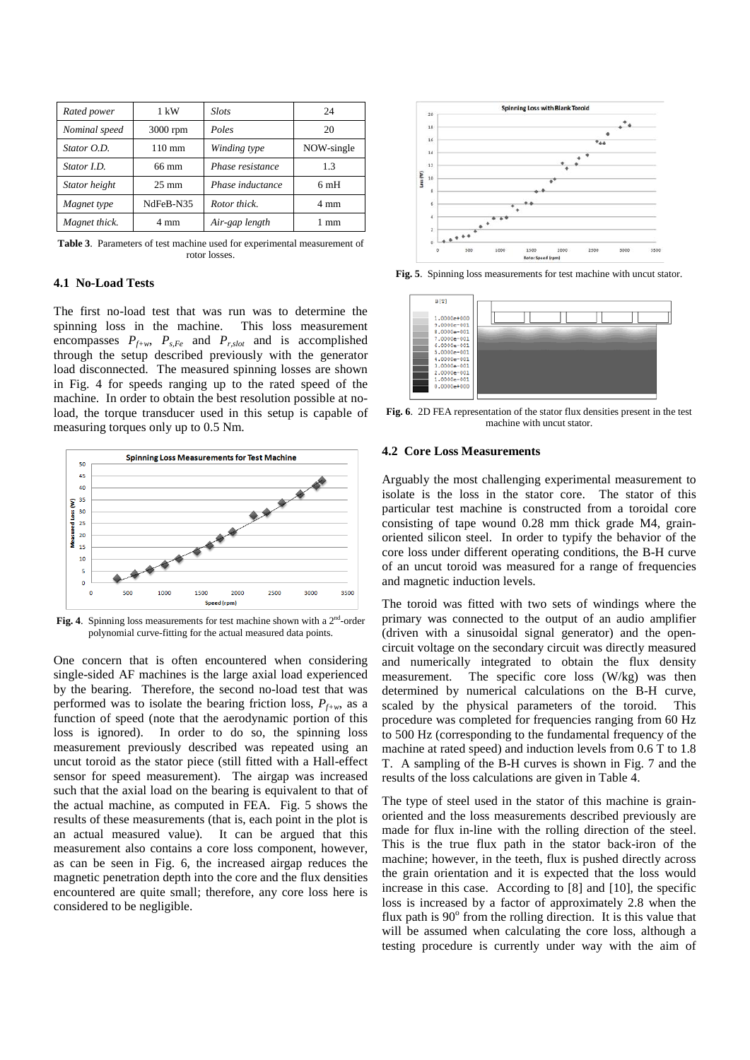| *Rated power* | 1 kW | *Slots* | 24 |
|---|---|---|---|
| *Nominal speed* | 3000 rpm | *Poles* | 20 |
| *Stator O.D.* | 110 mm | *Winding type* | NOW-single |
| *Stator I.D.* | 66 mm | *Phase resistance* | 1.3 |
| *Stator height* | 25 mm | *Phase inductance* | 6 mH |
| *Magnet type* | NdFeB-N35 | *Rotor thick.* | 4 mm |
| *Magnet thick.* | 4 mm | *Air-gap length* | 1 mm |

**Table 3**. Parameters of test machine used for experimental measurement of rotor losses.

### 4.1 No-Load Tests

The first no-load test that was run was to determine the spinning loss in the machine. This loss measurement encompasses $P_{f+w}$, $P_{s,Fe}$ and $P_{r,slot}$ and is accomplished through the setup described previously with the generator load disconnected. The measured spinning losses are shown in Fig. 4 for speeds ranging up to the rated speed of the machine. In order to obtain the best resolution possible at no-load, the torque transducer used in this setup is capable of measuring torques only up to 0.5 Nm.

**Fig. 4**. Spinning loss measurements for test machine shown with a 2nd-order polynomial curve-fitting for the actual measured data points.

One concern that is often encountered when considering single-sided AF machines is the large axial load experienced by the bearing. Therefore, the second no-load test that was performed was to isolate the bearing friction loss, $P_{f+w}$, as a function of speed (note that the aerodynamic portion of this loss is ignored). In order to do so, the spinning loss measurement previously described was repeated using an uncut toroid as the stator piece (still fitted with a Hall-effect sensor for speed measurement). The airgap was increased such that the axial load on the bearing is equivalent to that of the actual machine, as computed in FEA. Fig. 5 shows the results of these measurements (that is, each point in the plot is an actual measured value). It can be argued that this measurement also contains a core loss component, however, as can be seen in Fig. 6, the increased airgap reduces the magnetic penetration depth into the core and the flux densities encountered are quite small; therefore, any core loss here is considered to be negligible.

**Fig. 5**. Spinning loss measurements for test machine with uncut stator.

**Fig. 6**. 2D FEA representation of the stator flux densities present in the test machine with uncut stator.

### 4.2 Core Loss Measurements

Arguably the most challenging experimental measurement to isolate is the loss in the stator core. The stator of this particular test machine is constructed from a toroidal core consisting of tape wound 0.28 mm thick grade M4, grain-oriented silicon steel. In order to typify the behavior of the core loss under different operating conditions, the B-H curve of an uncut toroid was measured for a range of frequencies and magnetic induction levels.

The toroid was fitted with two sets of windings where the primary was connected to the output of an audio amplifier (driven with a sinusoidal signal generator) and the open-circuit voltage on the secondary circuit was directly measured and numerically integrated to obtain the flux density measurement. The specific core loss (W/kg) was then determined by numerical calculations on the B-H curve, scaled by the physical parameters of the toroid. This procedure was completed for frequencies ranging from 60 Hz to 500 Hz (corresponding to the fundamental frequency of the machine at rated speed) and induction levels from 0.6 T to 1.8 T. A sampling of the B-H curves is shown in Fig. 7 and the results of the loss calculations are given in Table 4.

The type of steel used in the stator of this machine is grain-oriented and the loss measurements described previously are made for flux in-line with the rolling direction of the steel. This is the true flux path in the stator back-iron of the machine; however, in the teeth, flux is pushed directly across the grain orientation and it is expected that the loss would increase in this case. According to [8] and [10], the specific loss is increased by a factor of approximately 2.8 when the flux path is 90° from the rolling direction. It is this value that will be assumed when calculating the core loss, although a testing procedure is currently under way with the aim of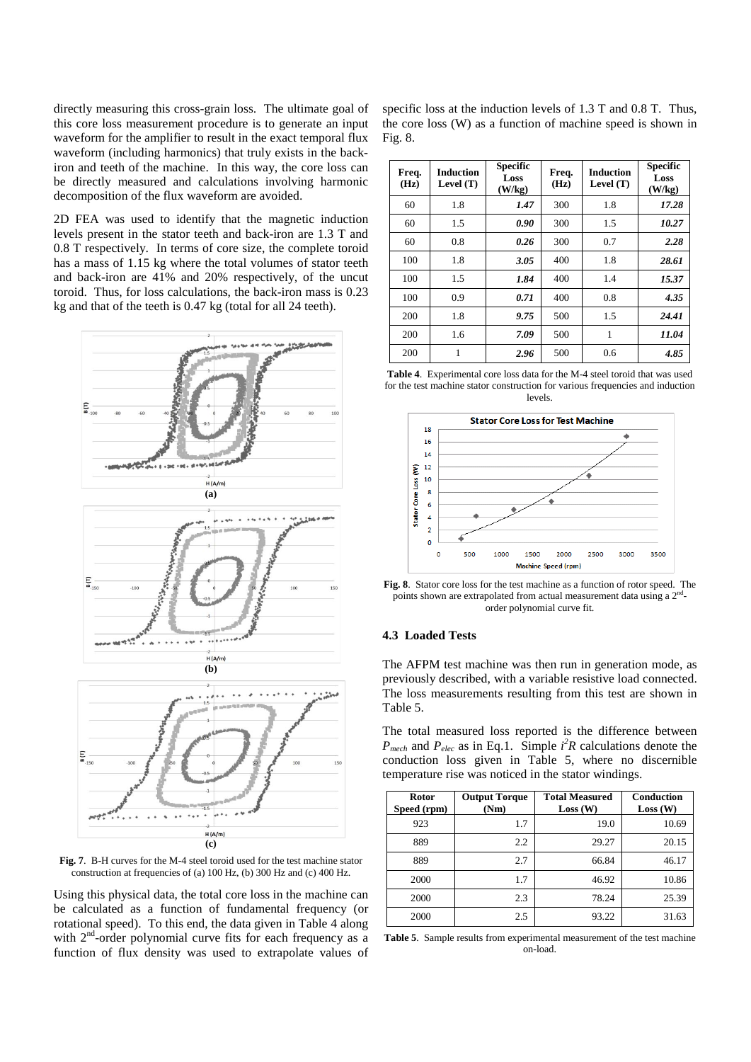directly measuring this cross-grain loss. The ultimate goal of this core loss measurement procedure is to generate an input waveform for the amplifier to result in the exact temporal flux waveform (including harmonics) that truly exists in the back-iron and teeth of the machine. In this way, the core loss can be directly measured and calculations involving harmonic decomposition of the flux waveform are avoided.

2D FEA was used to identify that the magnetic induction levels present in the stator teeth and back-iron are 1.3 T and 0.8 T respectively. In terms of core size, the complete toroid has a mass of 1.15 kg where the total volumes of stator teeth and back-iron are 41% and 20% respectively, of the uncut toroid. Thus, for loss calculations, the back-iron mass is 0.23 kg and that of the teeth is 0.47 kg (total for all 24 teeth).

**Fig. 7**. B-H curves for the M-4 steel toroid used for the test machine stator construction at frequencies of (a) 100 Hz, (b) 300 Hz and (c) 400 Hz.

Using this physical data, the total core loss in the machine can be calculated as a function of fundamental frequency (or rotational speed). To this end, the data given in Table 4 along with 2[nd]-order polynomial curve fits for each frequency as a function of flux density was used to extrapolate values of specific loss at the induction levels of 1.3 T and 0.8 T. Thus, the core loss (W) as a function of machine speed is shown in Fig. 8.

| Freq. (Hz) | Induction Level (T) | Specific Loss (W/kg) | Freq. (Hz) | Induction Level (T) | Specific Loss (W/kg) |
|---|---|---|---|---|---|
| 60 | 1.8 | ***1.47*** | 300 | 1.8 | ***17.28*** |
| 60 | 1.5 | ***0.90*** | 300 | 1.5 | ***10.27*** |
| 60 | 0.8 | ***0.26*** | 300 | 0.7 | ***2.28*** |
| 100 | 1.8 | ***3.05*** | 400 | 1.8 | ***28.61*** |
| 100 | 1.5 | ***1.84*** | 400 | 1.4 | ***15.37*** |
| 100 | 0.9 | ***0.71*** | 400 | 0.8 | ***4.35*** |
| 200 | 1.8 | ***9.75*** | 500 | 1.5 | ***24.41*** |
| 200 | 1.6 | ***7.09*** | 500 | 1 | ***11.04*** |
| 200 | 1 | ***2.96*** | 500 | 0.6 | ***4.85*** |

**Table 4**. Experimental core loss data for the M-4 steel toroid that was used for the test machine stator construction for various frequencies and induction levels.

**Fig. 8**. Stator core loss for the test machine as a function of rotor speed. The points shown are extrapolated from actual measurement data using a 2[nd]-order polynomial curve fit.

### 4.3 Loaded Tests

The AFPM test machine was then run in generation mode, as previously described, with a variable resistive load connected. The loss measurements resulting from this test are shown in Table 5.

The total measured loss reported is the difference between $P_{mech}$ and $P_{elec}$ as in Eq.1. Simple $i^2R$ calculations denote the conduction loss given in Table 5, where no discernible temperature rise was noticed in the stator windings.

| Rotor Speed (rpm) | Output Torque (Nm) | Total Measured Loss (W) | Conduction Loss (W) |
|---|---|---|---|
| 923 | 1.7 | 19.0 | 10.69 |
| 889 | 2.2 | 29.27 | 20.15 |
| 889 | 2.7 | 66.84 | 46.17 |
| 2000 | 1.7 | 46.92 | 10.86 |
| 2000 | 2.3 | 78.24 | 25.39 |
| 2000 | 2.5 | 93.22 | 31.63 |

**Table 5**. Sample results from experimental measurement of the test machine on-load.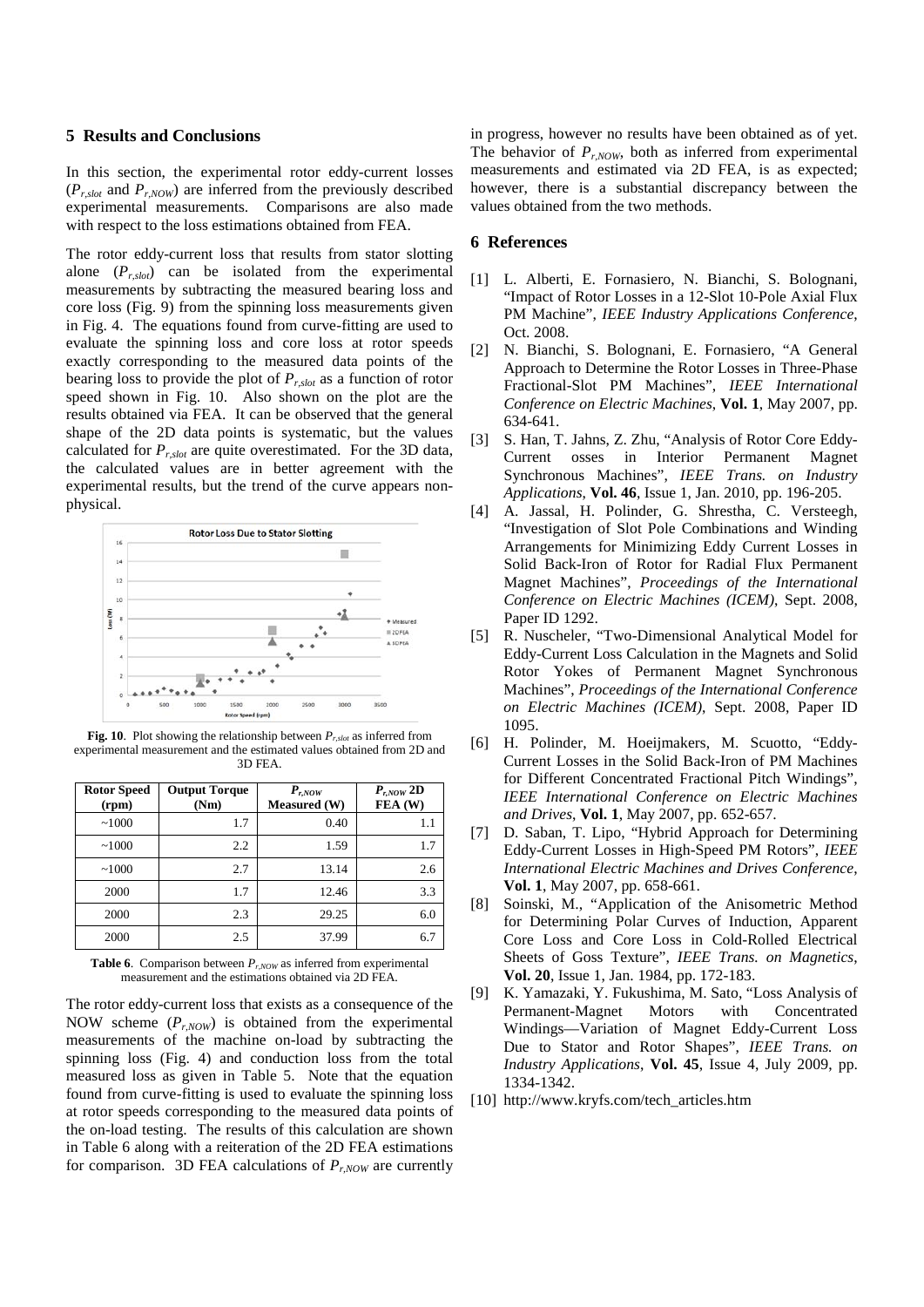## 5 Results and Conclusions

In this section, the experimental rotor eddy-current losses ($P_{r,slot}$ and $P_{r,NOW}$) are inferred from the previously described experimental measurements. Comparisons are also made with respect to the loss estimations obtained from FEA.

The rotor eddy-current loss that results from stator slotting alone ($P_{r,slot}$) can be isolated from the experimental measurements by subtracting the measured bearing loss and core loss (Fig. 9) from the spinning loss measurements given in Fig. 4. The equations found from curve-fitting are used to evaluate the spinning loss and core loss at rotor speeds exactly corresponding to the measured data points of the bearing loss to provide the plot of $P_{r,slot}$ as a function of rotor speed shown in Fig. 10. Also shown on the plot are the results obtained via FEA. It can be observed that the general shape of the 2D data points is systematic, but the values calculated for $P_{r,slot}$ are quite overestimated. For the 3D data, the calculated values are in better agreement with the experimental results, but the trend of the curve appears non-physical.

Rotor Loss Due to Stator Slotting

Loss (W)

16
14
12
10
8
6
4
2
0

0 500 1000 1500 2000 2500 3000 3500

Rotor Speed (rpm)

Measured
2D FEA
3D FEA

**Fig. 10**. Plot showing the relationship between $P_{r,slot}$ as inferred from experimental measurement and the estimated values obtained from 2D and 3D FEA.

| Rotor Speed (rpm) | Output Torque (Nm) | $P_{r,NOW}$ Measured (W) | $P_{r,NOW}$ 2D FEA (W) |
|---|---|---|---|
| ~1000 | 1.7 | 0.40 | 1.1 |
| ~1000 | 2.2 | 1.59 | 1.7 |
| ~1000 | 2.7 | 13.14 | 2.6 |
| 2000 | 1.7 | 12.46 | 3.3 |
| 2000 | 2.3 | 29.25 | 6.0 |
| 2000 | 2.5 | 37.99 | 6.7 |

**Table 6**. Comparison between $P_{r,NOW}$ as inferred from experimental measurement and the estimations obtained via 2D FEA.

The rotor eddy-current loss that exists as a consequence of the NOW scheme ($P_{r,NOW}$) is obtained from the experimental measurements of the machine on-load by subtracting the spinning loss (Fig. 4) and conduction loss from the total measured loss as given in Table 5. Note that the equation found from curve-fitting is used to evaluate the spinning loss at rotor speeds corresponding to the measured data points of the on-load testing. The results of this calculation are shown in Table 6 along with a reiteration of the 2D FEA estimations for comparison. 3D FEA calculations of $P_{r,NOW}$ are currently in progress, however no results have been obtained as of yet. The behavior of $P_{r,NOW}$, both as inferred from experimental measurements and estimated via 2D FEA, is as expected; however, there is a substantial discrepancy between the values obtained from the two methods.

## 6 References

[1] L. Alberti, E. Fornasiero, N. Bianchi, S. Bolognani, "Impact of Rotor Losses in a 12-Slot 10-Pole Axial Flux PM Machine", *IEEE Industry Applications Conference*, Oct. 2008.

[2] N. Bianchi, S. Bolognani, E. Fornasiero, "A General Approach to Determine the Rotor Losses in Three-Phase Fractional-Slot PM Machines", *IEEE International Conference on Electric Machines*, **Vol. 1**, May 2007, pp. 634-641.

[3] S. Han, T. Jahns, Z. Zhu, "Analysis of Rotor Core Eddy-Current osses in Interior Permanent Magnet Synchronous Machines", *IEEE Trans. on Industry Applications*, **Vol. 46**, Issue 1, Jan. 2010, pp. 196-205.

[4] A. Jassal, H. Polinder, G. Shrestha, C. Versteegh, "Investigation of Slot Pole Combinations and Winding Arrangements for Minimizing Eddy Current Losses in Solid Back-Iron of Rotor for Radial Flux Permanent Magnet Machines", *Proceedings of the International Conference on Electric Machines (ICEM)*, Sept. 2008, Paper ID 1292.

[5] R. Nuscheler, "Two-Dimensional Analytical Model for Eddy-Current Loss Calculation in the Magnets and Solid Rotor Yokes of Permanent Magnet Synchronous Machines", *Proceedings of the International Conference on Electric Machines (ICEM)*, Sept. 2008, Paper ID 1095.

[6] H. Polinder, M. Hoeijmakers, M. Scuotto, "Eddy-Current Losses in the Solid Back-Iron of PM Machines for Different Concentrated Fractional Pitch Windings", *IEEE International Conference on Electric Machines and Drives*, **Vol. 1**, May 2007, pp. 652-657.

[7] D. Saban, T. Lipo, "Hybrid Approach for Determining Eddy-Current Losses in High-Speed PM Rotors", *IEEE International Electric Machines and Drives Conference*, **Vol. 1**, May 2007, pp. 658-661.

[8] Soinski, M., "Application of the Anisometric Method for Determining Polar Curves of Induction, Apparent Core Loss and Core Loss in Cold-Rolled Electrical Sheets of Goss Texture", *IEEE Trans. on Magnetics*, **Vol. 20**, Issue 1, Jan. 1984, pp. 172-183.

[9] K. Yamazaki, Y. Fukushima, M. Sato, "Loss Analysis of Permanent-Magnet Motors with Concentrated Windings—Variation of Magnet Eddy-Current Loss Due to Stator and Rotor Shapes", *IEEE Trans. on Industry Applications*, **Vol. 45**, Issue 4, July 2009, pp. 1334-1342.

[10] http://www.kryfs.com/tech_articles.htm